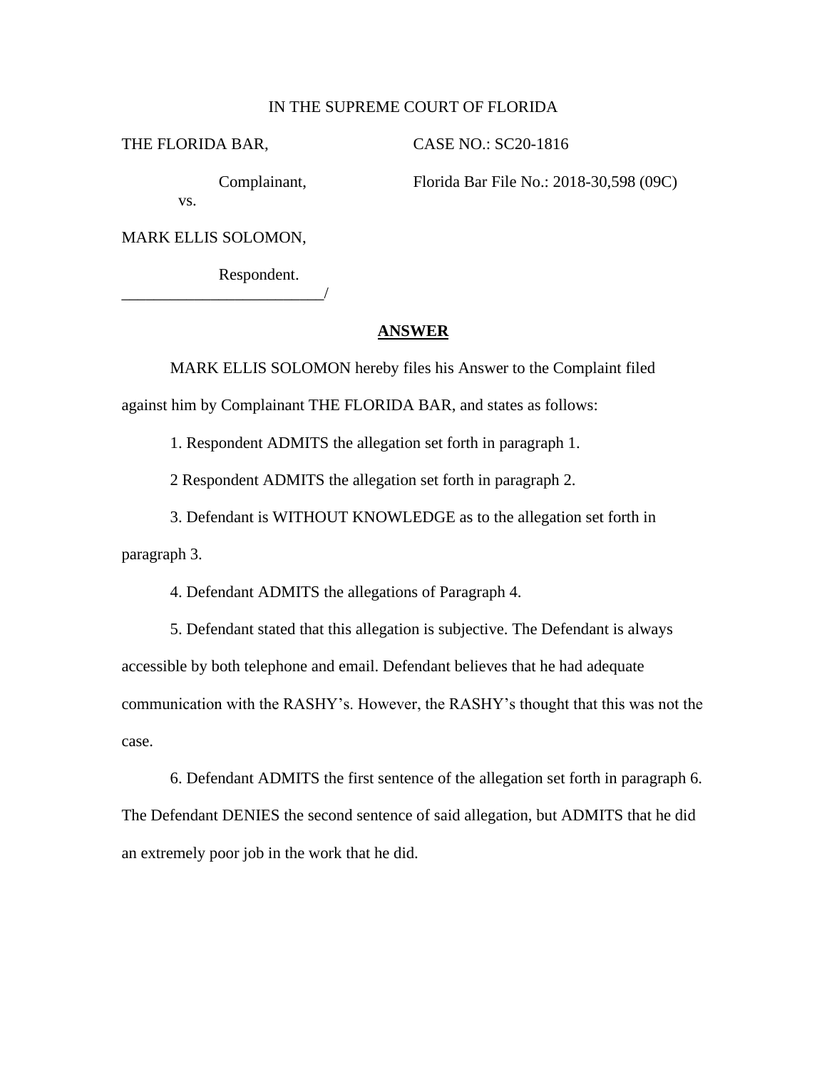IN THE SUPREME COURT OF FLORIDA

THE FLORIDA BAR,

Complainant,

vs.

MARK ELLIS SOLOMON,

Respondent.

_________________________/

CASE NO.: SC20-1816

Florida Bar File No.: 2018-30,598 (09C)

## **ANSWER**

MARK ELLIS SOLOMON hereby files his Answer to the Complaint filed against him by Complainant THE FLORIDA BAR, and states as follows:

1. Respondent ADMITS the allegation set forth in paragraph 1.

2 Respondent ADMITS the allegation set forth in paragraph 2.

3. Defendant is WITHOUT KNOWLEDGE as to the allegation set forth in paragraph 3.

4. Defendant ADMITS the allegations of Paragraph 4.

5. Defendant stated that this allegation is subjective. The Defendant is always accessible by both telephone and email. Defendant believes that he had adequate communication with the RASHY's. However, the RASHY's thought that this was not the case.

6. Defendant ADMITS the first sentence of the allegation set forth in paragraph 6. The Defendant DENIES the second sentence of said allegation, but ADMITS that he did an extremely poor job in the work that he did.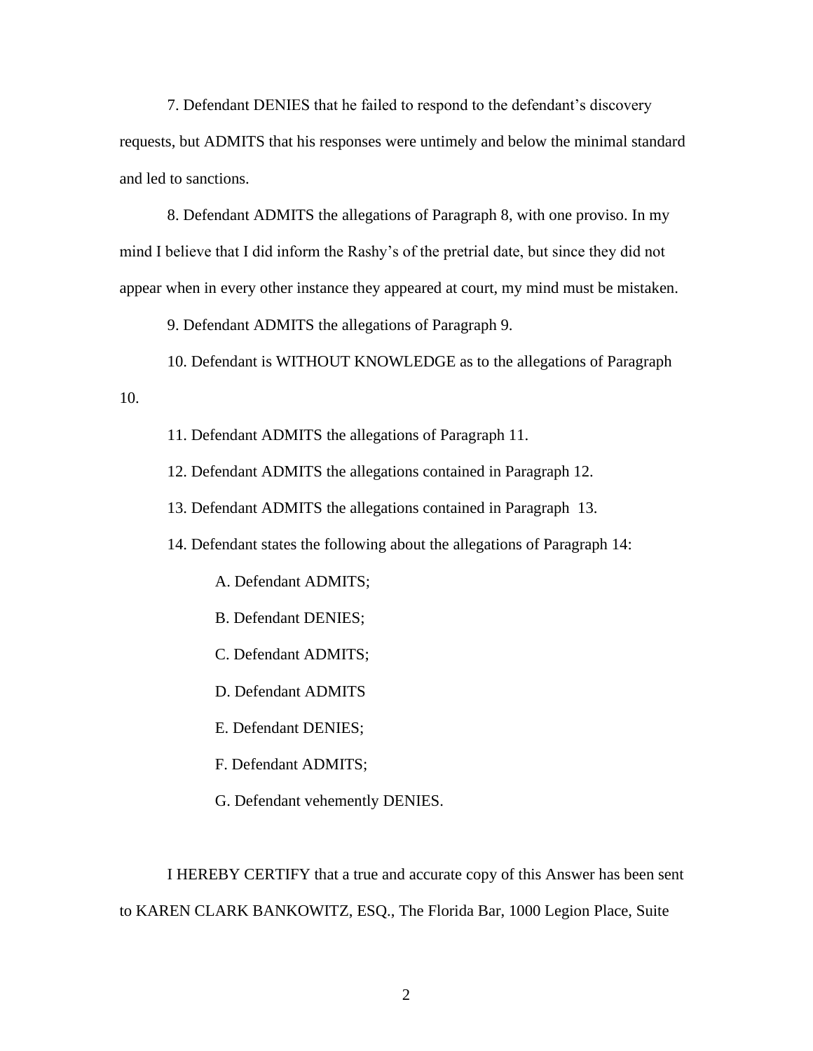7. Defendant DENIES that he failed to respond to the defendant's discovery requests, but ADMITS that his responses were untimely and below the minimal standard and led to sanctions.

8. Defendant ADMITS the allegations of Paragraph 8, with one proviso. In my mind I believe that I did inform the Rashy's of the pretrial date, but since they did not appear when in every other instance they appeared at court, my mind must be mistaken.

9. Defendant ADMITS the allegations of Paragraph 9.

10. Defendant is WITHOUT KNOWLEDGE as to the allegations of Paragraph 10.

11. Defendant ADMITS the allegations of Paragraph 11.

12. Defendant ADMITS the allegations contained in Paragraph 12.

13. Defendant ADMITS the allegations contained in Paragraph 13.

14. Defendant states the following about the allegations of Paragraph 14:

A. Defendant ADMITS;

B. Defendant DENIES;

C. Defendant ADMITS;

D. Defendant ADMITS

E. Defendant DENIES;

F. Defendant ADMITS;

G. Defendant vehemently DENIES.

I HEREBY CERTIFY that a true and accurate copy of this Answer has been sent to KAREN CLARK BANKOWITZ, ESQ., The Florida Bar, 1000 Legion Place, Suite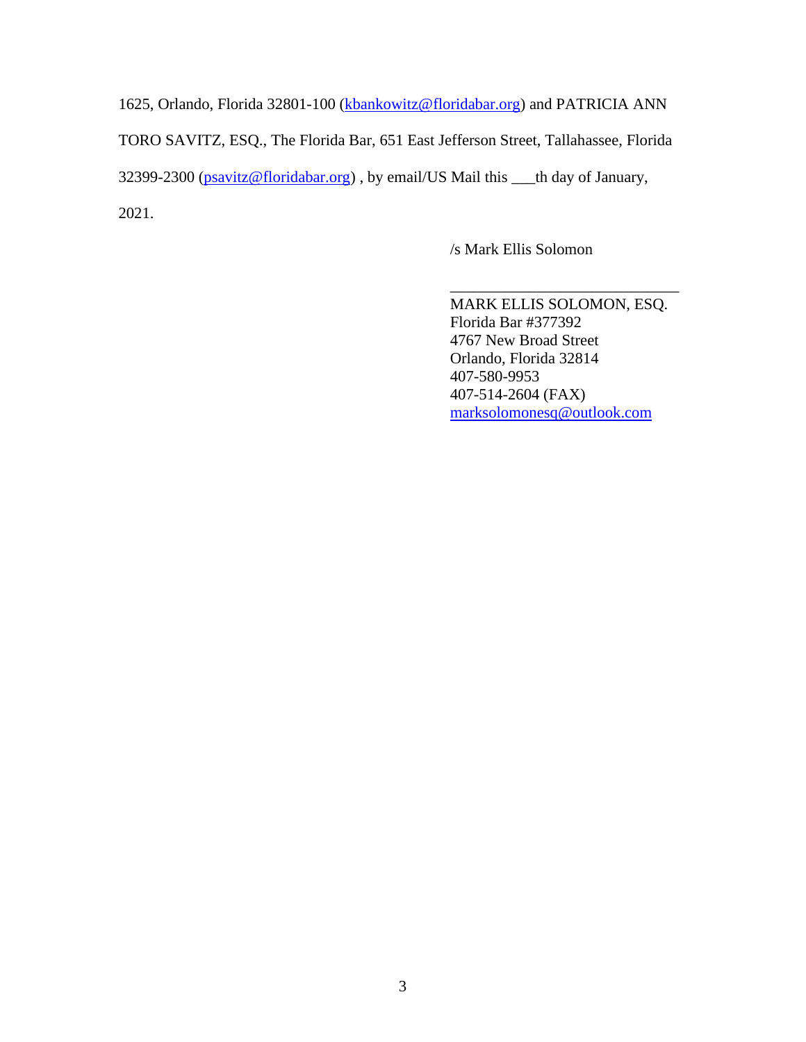1625, Orlando, Florida 32801-100 (kbankowitz@floridabar.org) and PATRICIA ANN TORO SAVITZ, ESQ., The Florida Bar, 651 East Jefferson Street, Tallahassee, Florida 32399-2300 (psavitz@floridabar.org) , by email/US Mail this ___th day of January, 2021.

/s Mark Ellis Solomon

______________________________
MARK ELLIS SOLOMON, ESQ.
Florida Bar #377392
4767 New Broad Street
Orlando, Florida 32814
407-580-9953
407-514-2604 (FAX)
marksolomonesq@outlook.com